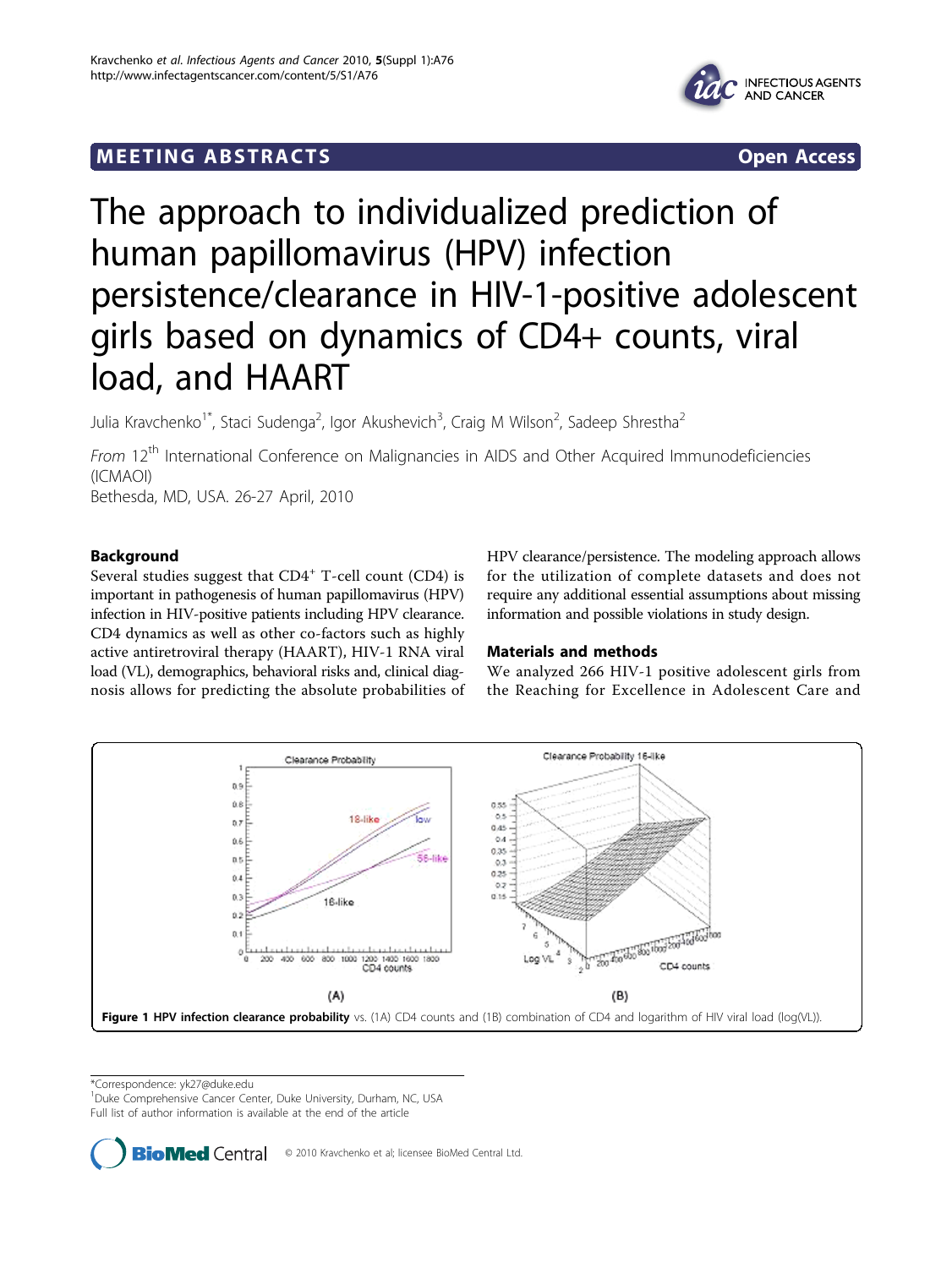MEETING ABSTRACTS **Open Access**

# The approach to individualized prediction of human papillomavirus (HPV) infection persistence/clearance in HIV-1-positive adolescent girls based on dynamics of CD4+ counts, viral load, and HAART

Julia Kravchenko[1*], Staci Sudenga[2], Igor Akushevich[3], Craig M Wilson[2], Sadeep Shrestha[2]

*From* 12[th] International Conference on Malignancies in AIDS and Other Acquired Immunodeficiencies (ICMAOI)
Bethesda, MD, USA. 26-27 April, 2010

## Background

Several studies suggest that CD4$^+$ T-cell count (CD4) is important in pathogenesis of human papillomavirus (HPV) infection in HIV-positive patients including HPV clearance. CD4 dynamics as well as other co-factors such as highly active antiretroviral therapy (HAART), HIV-1 RNA viral load (VL), demographics, behavioral risks and, clinical diagnosis allows for predicting the absolute probabilities of HPV clearance/persistence. The modeling approach allows for the utilization of complete datasets and does not require any additional essential assumptions about missing information and possible violations in study design.

## Materials and methods

We analyzed 266 HIV-1 positive adolescent girls from the Reaching for Excellence in Adolescent Care and

**Figure 1 HPV infection clearance probability** vs. (1A) CD4 counts and (1B) combination of CD4 and logarithm of HIV viral load (log(VL)).

*Correspondence: yk27@duke.edu
[1]Duke Comprehensive Cancer Center, Duke University, Durham, NC, USA
Full list of author information is available at the end of the article

© 2010 Kravchenko et al; licensee BioMed Central Ltd.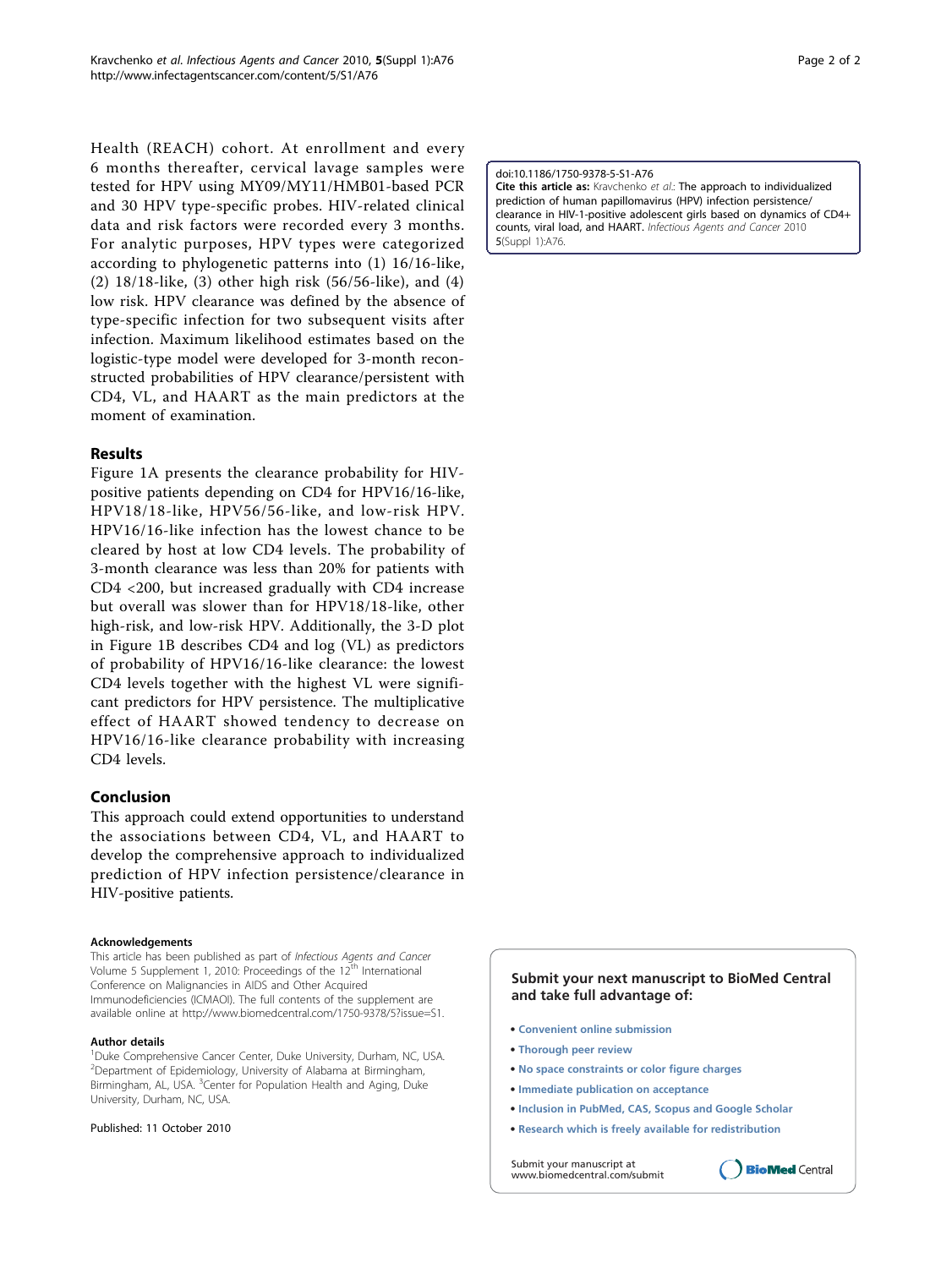Health (REACH) cohort. At enrollment and every 6 months thereafter, cervical lavage samples were tested for HPV using MY09/MY11/HMB01-based PCR and 30 HPV type-specific probes. HIV-related clinical data and risk factors were recorded every 3 months. For analytic purposes, HPV types were categorized according to phylogenetic patterns into (1) 16/16-like, (2) 18/18-like, (3) other high risk (56/56-like), and (4) low risk. HPV clearance was defined by the absence of type-specific infection for two subsequent visits after infection. Maximum likelihood estimates based on the logistic-type model were developed for 3-month reconstructed probabilities of HPV clearance/persistent with CD4, VL, and HAART as the main predictors at the moment of examination.

## Results

Figure 1A presents the clearance probability for HIV-positive patients depending on CD4 for HPV16/16-like, HPV18/18-like, HPV56/56-like, and low-risk HPV. HPV16/16-like infection has the lowest chance to be cleared by host at low CD4 levels. The probability of 3-month clearance was less than 20% for patients with CD4 <200, but increased gradually with CD4 increase but overall was slower than for HPV18/18-like, other high-risk, and low-risk HPV. Additionally, the 3-D plot in Figure 1B describes CD4 and log (VL) as predictors of probability of HPV16/16-like clearance: the lowest CD4 levels together with the highest VL were significant predictors for HPV persistence. The multiplicative effect of HAART showed tendency to decrease on HPV16/16-like clearance probability with increasing CD4 levels.

## Conclusion

This approach could extend opportunities to understand the associations between CD4, VL, and HAART to develop the comprehensive approach to individualized prediction of HPV infection persistence/clearance in HIV-positive patients.

#### Acknowledgements

This article has been published as part of *Infectious Agents and Cancer* Volume 5 Supplement 1, 2010: Proceedings of the 12th International Conference on Malignancies in AIDS and Other Acquired Immunodeficiencies (ICMAOI). The full contents of the supplement are available online at http://www.biomedcentral.com/1750-9378/5?issue=S1.

#### Author details

[1]Duke Comprehensive Cancer Center, Duke University, Durham, NC, USA. [2]Department of Epidemiology, University of Alabama at Birmingham, Birmingham, AL, USA. [3]Center for Population Health and Aging, Duke University, Durham, NC, USA.

Published: 11 October 2010

doi:10.1186/1750-9378-5-S1-A76

**Cite this article as:** Kravchenko *et al.*: The approach to individualized prediction of human papillomavirus (HPV) infection persistence/clearance in HIV-1-positive adolescent girls based on dynamics of CD4+ counts, viral load, and HAART. *Infectious Agents and Cancer* 2010 5(Suppl 1):A76.